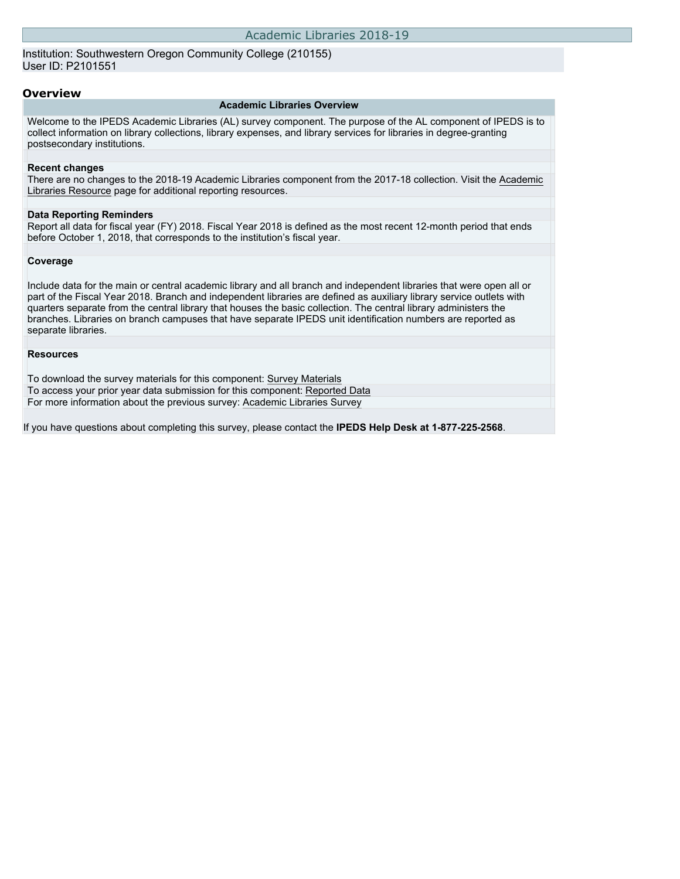# Academic Libraries 2018-19

Institution: Southwestern Oregon Community College (210155)
User ID: P2101551

## Overview

### Academic Libraries Overview

Welcome to the IPEDS Academic Libraries (AL) survey component. The purpose of the AL component of IPEDS is to collect information on library collections, library expenses, and library services for libraries in degree-granting postsecondary institutions.

**Recent changes**

There are no changes to the 2018-19 Academic Libraries component from the 2017-18 collection. Visit the Academic Libraries Resource page for additional reporting resources.

**Data Reporting Reminders**

Report all data for fiscal year (FY) 2018. Fiscal Year 2018 is defined as the most recent 12-month period that ends before October 1, 2018, that corresponds to the institution's fiscal year.

**Coverage**

Include data for the main or central academic library and all branch and independent libraries that were open all or part of the Fiscal Year 2018. Branch and independent libraries are defined as auxiliary library service outlets with quarters separate from the central library that houses the basic collection. The central library administers the branches. Libraries on branch campuses that have separate IPEDS unit identification numbers are reported as separate libraries.

**Resources**

To download the survey materials for this component: Survey Materials
To access your prior year data submission for this component: Reported Data
For more information about the previous survey: Academic Libraries Survey

If you have questions about completing this survey, please contact the **IPEDS Help Desk at 1-877-225-2568**.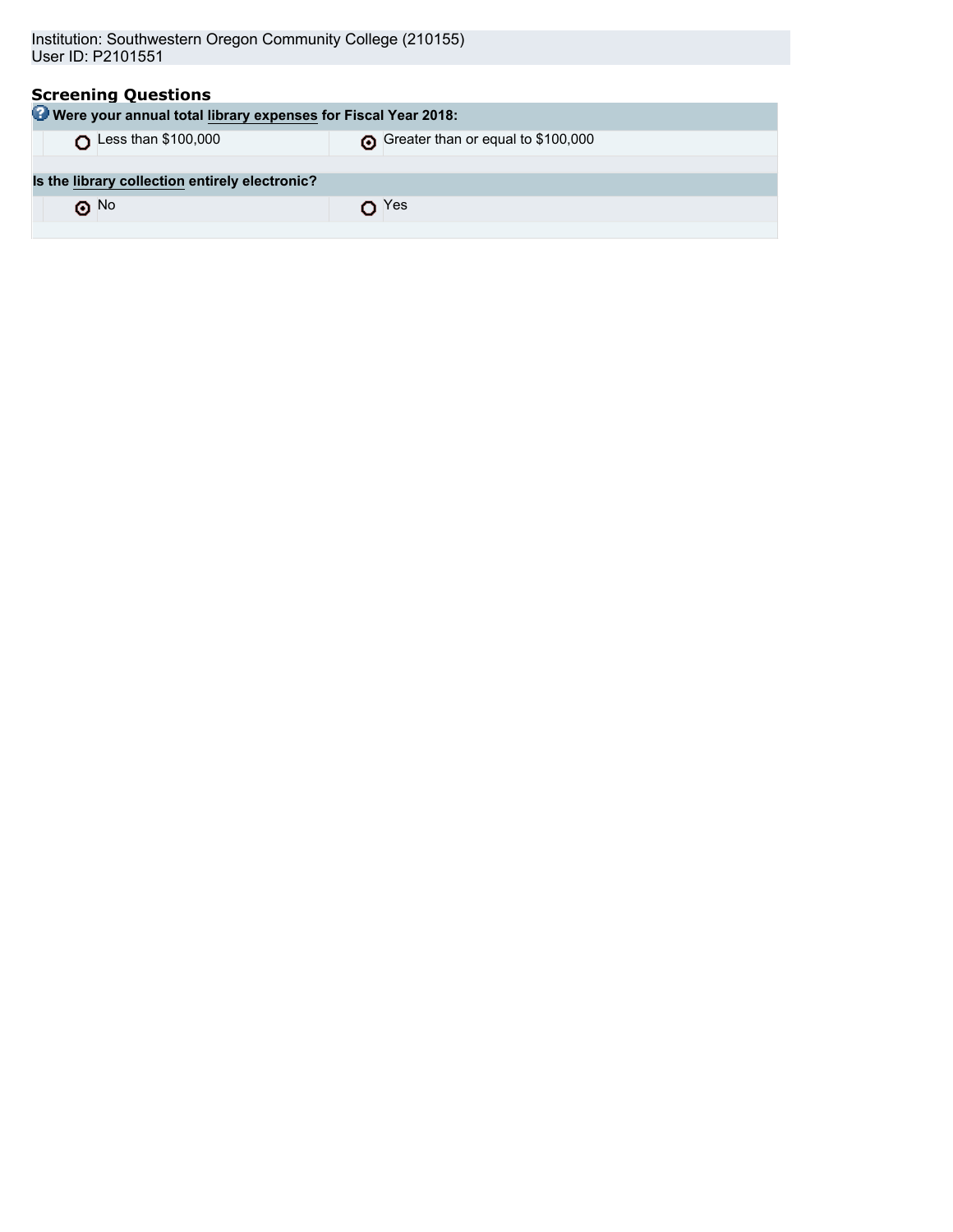Institution: Southwestern Oregon Community College (210155)
User ID: P2101551

## Screening Questions

| **Were your annual total library expenses for Fiscal Year 2018:** | |
|---|---|
| ○ Less than $100,000 | ◉ Greater than or equal to $100,000 |

| **Is the library collection entirely electronic?** | |
|---|---|
| ◉ No | ○ Yes |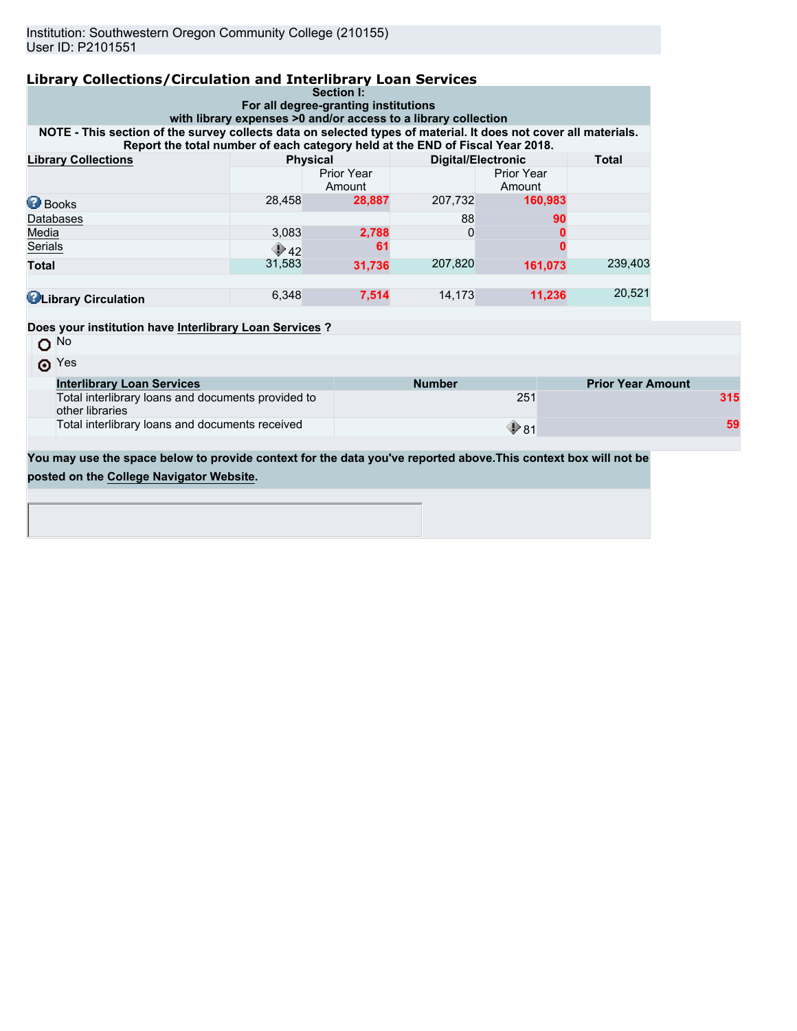Institution: Southwestern Oregon Community College (210155)
User ID: P2101551

## Library Collections/Circulation and Interlibrary Loan Services

**Section I:**
**For all degree-granting institutions with library expenses >0 and/or access to a library collection**

**NOTE - This section of the survey collects data on selected types of material. It does not cover all materials. Report the total number of each category held at the END of Fiscal Year 2018.**

| Library Collections | Physical | | Digital/Electronic | | Total |
|---|---|---|---|---|---|
| | | Prior Year Amount | | Prior Year Amount | |
| Books | 28,458 | 28,887 | 207,732 | 160,983 | |
| Databases | | | 88 | 90 | |
| Media | 3,083 | 2,788 | 0 | 0 | |
| Serials | 42 | 61 | | 0 | |
| **Total** | 31,583 | 31,736 | 207,820 | 161,073 | 239,403 |
| **Library Circulation** | 6,348 | 7,514 | 14,173 | 11,236 | 20,521 |

**Does your institution have Interlibrary Loan Services ?**

- ○ No
- ◉ Yes

| Interlibrary Loan Services | Number | Prior Year Amount |
|---|---|---|
| Total interlibrary loans and documents provided to other libraries | 251 | 315 |
| Total interlibrary loans and documents received | 81 | 59 |

**You may use the space below to provide context for the data you've reported above.This context box will not be posted on the College Navigator Website.**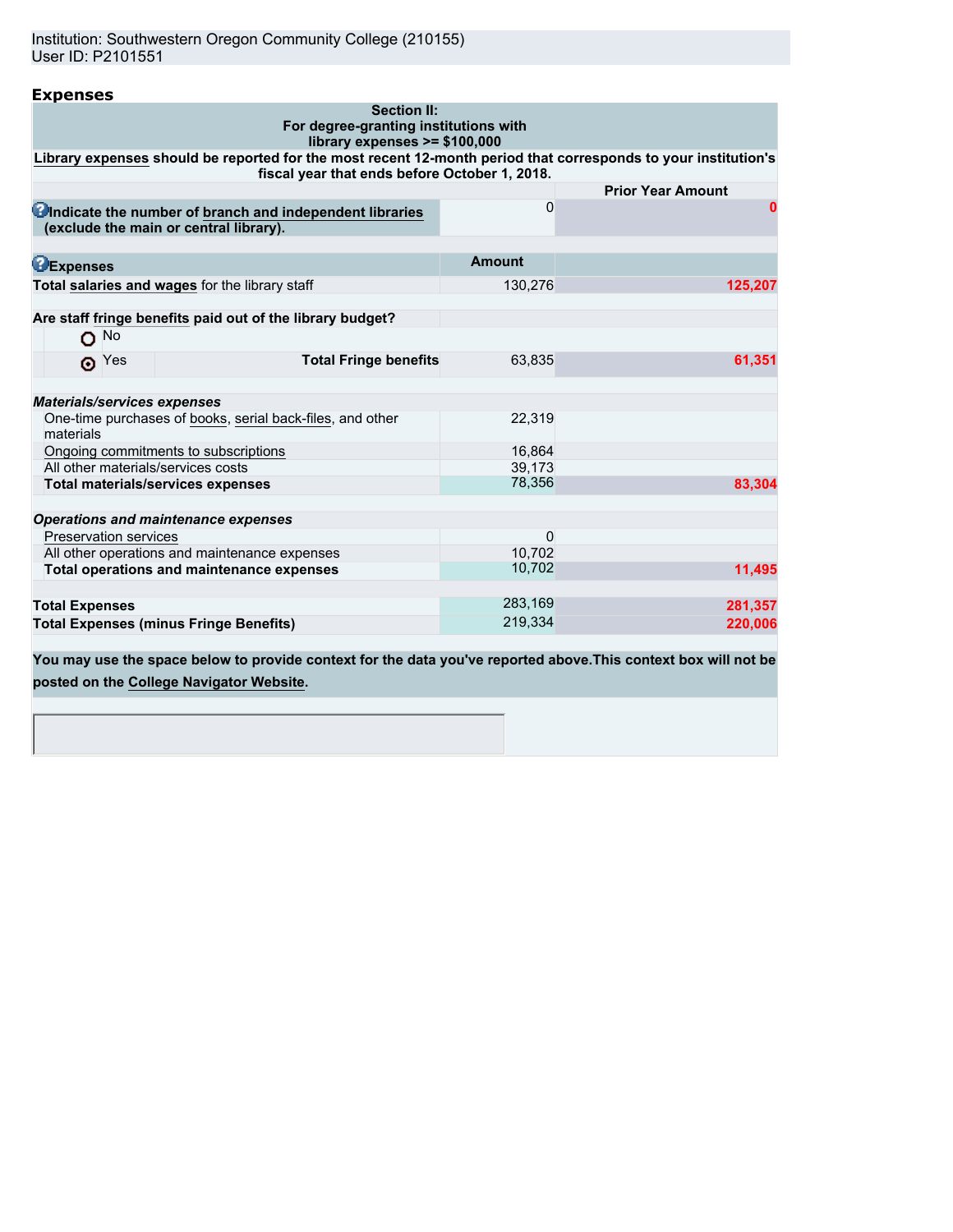Institution: Southwestern Oregon Community College (210155)
User ID: P2101551

## Expenses

**Section II:**
**For degree-granting institutions with library expenses >= $100,000**

**Library expenses should be reported for the most recent 12-month period that corresponds to your institution's fiscal year that ends before October 1, 2018.**

| | | Prior Year Amount |
|---|---|---|
| **Indicate the number of branch and independent libraries (exclude the main or central library).** | 0 | 0 |

| **Expenses** | Amount | |
|---|---|---|
| **Total salaries and wages** for the library staff | 130,276 | 125,207 |
| **Are staff fringe benefits paid out of the library budget?** | | |
| No | | |
| Yes (selected) — **Total Fringe benefits** | 63,835 | 61,351 |
| ***Materials/services expenses*** | | |
| One-time purchases of books, serial back-files, and other materials | 22,319 | |
| Ongoing commitments to subscriptions | 16,864 | |
| All other materials/services costs | 39,173 | |
| **Total materials/services expenses** | 78,356 | 83,304 |
| ***Operations and maintenance expenses*** | | |
| Preservation services | 0 | |
| All other operations and maintenance expenses | 10,702 | |
| **Total operations and maintenance expenses** | 10,702 | 11,495 |
| **Total Expenses** | 283,169 | 281,357 |
| **Total Expenses (minus Fringe Benefits)** | 219,334 | 220,006 |

**You may use the space below to provide context for the data you've reported above.This context box will not be posted on the College Navigator Website.**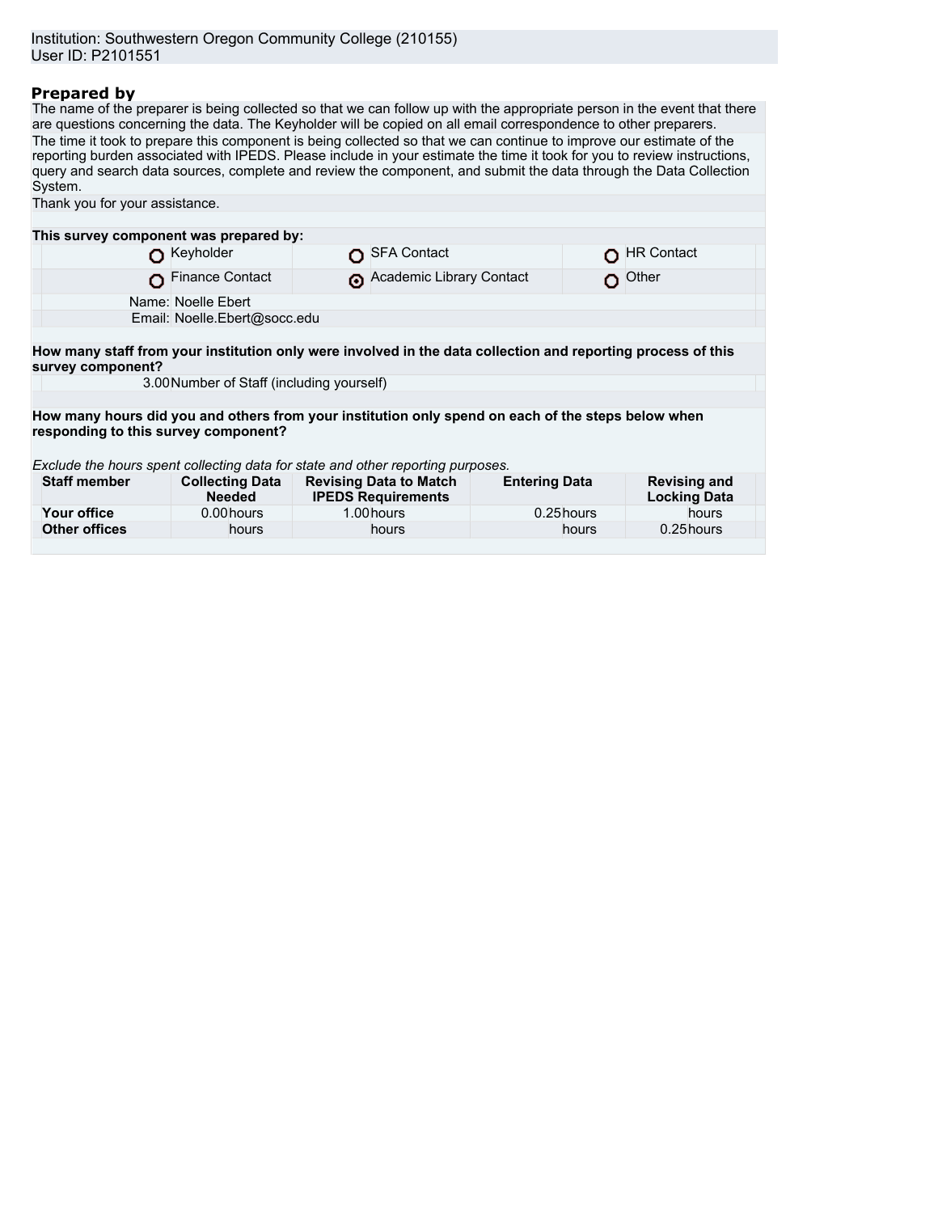Institution: Southwestern Oregon Community College (210155)
User ID: P2101551

## Prepared by

The name of the preparer is being collected so that we can follow up with the appropriate person in the event that there are questions concerning the data. The Keyholder will be copied on all email correspondence to other preparers.

The time it took to prepare this component is being collected so that we can continue to improve our estimate of the reporting burden associated with IPEDS. Please include in your estimate the time it took for you to review instructions, query and search data sources, complete and review the component, and submit the data through the Data Collection System.

Thank you for your assistance.

**This survey component was prepared by:**

| | | |
|---|---|---|
| ○ Keyholder | ○ SFA Contact | ○ HR Contact |
| ○ Finance Contact | ⊙ Academic Library Contact | ○ Other |

Name: Noelle Ebert
Email: Noelle.Ebert@socc.edu

**How many staff from your institution only were involved in the data collection and reporting process of this survey component?**

3.00 Number of Staff (including yourself)

**How many hours did you and others from your institution only spend on each of the steps below when responding to this survey component?**

*Exclude the hours spent collecting data for state and other reporting purposes.*

| Staff member | Collecting Data Needed | Revising Data to Match IPEDS Requirements | Entering Data | Revising and Locking Data |
|---|---|---|---|---|
| **Your office** | 0.00 hours | 1.00 hours | 0.25 hours | hours |
| **Other offices** | hours | hours | hours | 0.25 hours |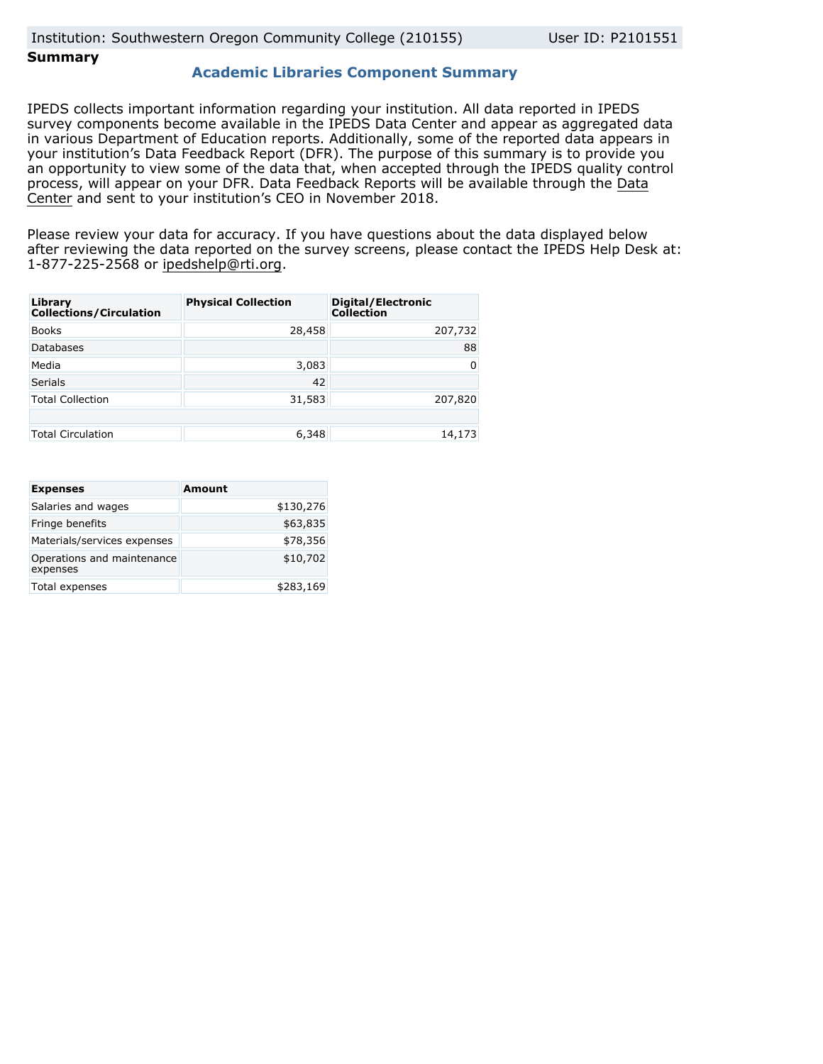Institution: Southwestern Oregon Community College (210155) User ID: P2101551

**Summary**

## Academic Libraries Component Summary

IPEDS collects important information regarding your institution. All data reported in IPEDS survey components become available in the IPEDS Data Center and appear as aggregated data in various Department of Education reports. Additionally, some of the reported data appears in your institution's Data Feedback Report (DFR). The purpose of this summary is to provide you an opportunity to view some of the data that, when accepted through the IPEDS quality control process, will appear on your DFR. Data Feedback Reports will be available through the Data Center and sent to your institution's CEO in November 2018.

Please review your data for accuracy. If you have questions about the data displayed below after reviewing the data reported on the survey screens, please contact the IPEDS Help Desk at: 1-877-225-2568 or ipedshelp@rti.org.

| Library Collections/Circulation | Physical Collection | Digital/Electronic Collection |
|---|---|---|
| Books | 28,458 | 207,732 |
| Databases | | 88 |
| Media | 3,083 | 0 |
| Serials | 42 | |
| Total Collection | 31,583 | 207,820 |
| | | |
| Total Circulation | 6,348 | 14,173 |

| Expenses | Amount |
|---|---|
| Salaries and wages | $130,276 |
| Fringe benefits | $63,835 |
| Materials/services expenses | $78,356 |
| Operations and maintenance expenses | $10,702 |
| Total expenses | $283,169 |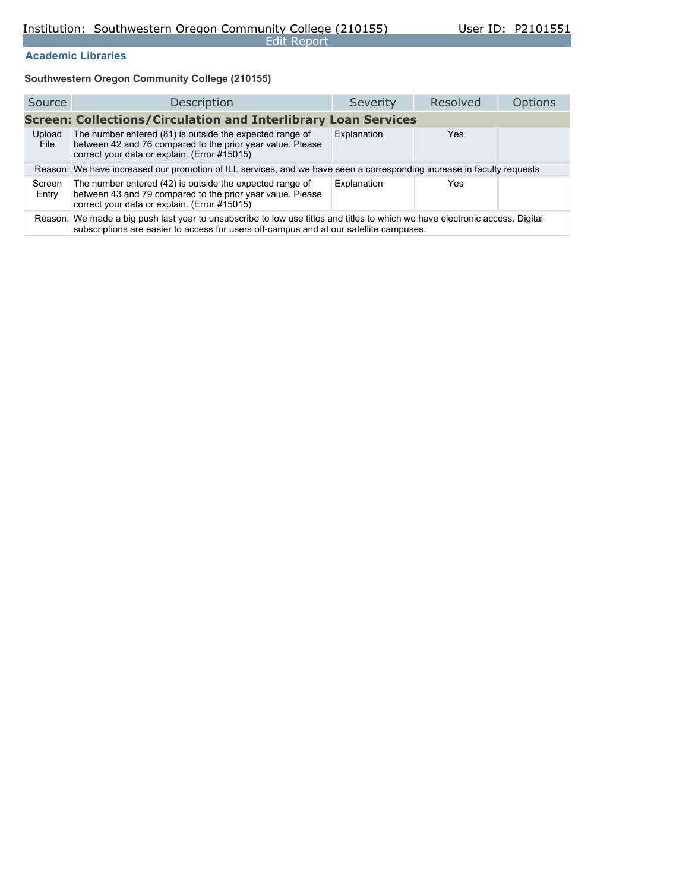Institution: Southwestern Oregon Community College (210155) User ID: P2101551

Edit Report

## Academic Libraries

### Southwestern Oregon Community College (210155)

| Source | Description | Severity | Resolved | Options |
|---|---|---|---|---|
| **Screen: Collections/Circulation and Interlibrary Loan Services** | | | | |
| Upload File | The number entered (81) is outside the expected range of between 42 and 76 compared to the prior year value. Please correct your data or explain. (Error #15015) | Explanation | Yes | |
| Reason: | We have increased our promotion of ILL services, and we have seen a corresponding increase in faculty requests. | | | |
| Screen Entry | The number entered (42) is outside the expected range of between 43 and 79 compared to the prior year value. Please correct your data or explain. (Error #15015) | Explanation | Yes | |
| Reason: | We made a big push last year to unsubscribe to low use titles and titles to which we have electronic access. Digital subscriptions are easier to access for users off-campus and at our satellite campuses. | | | |